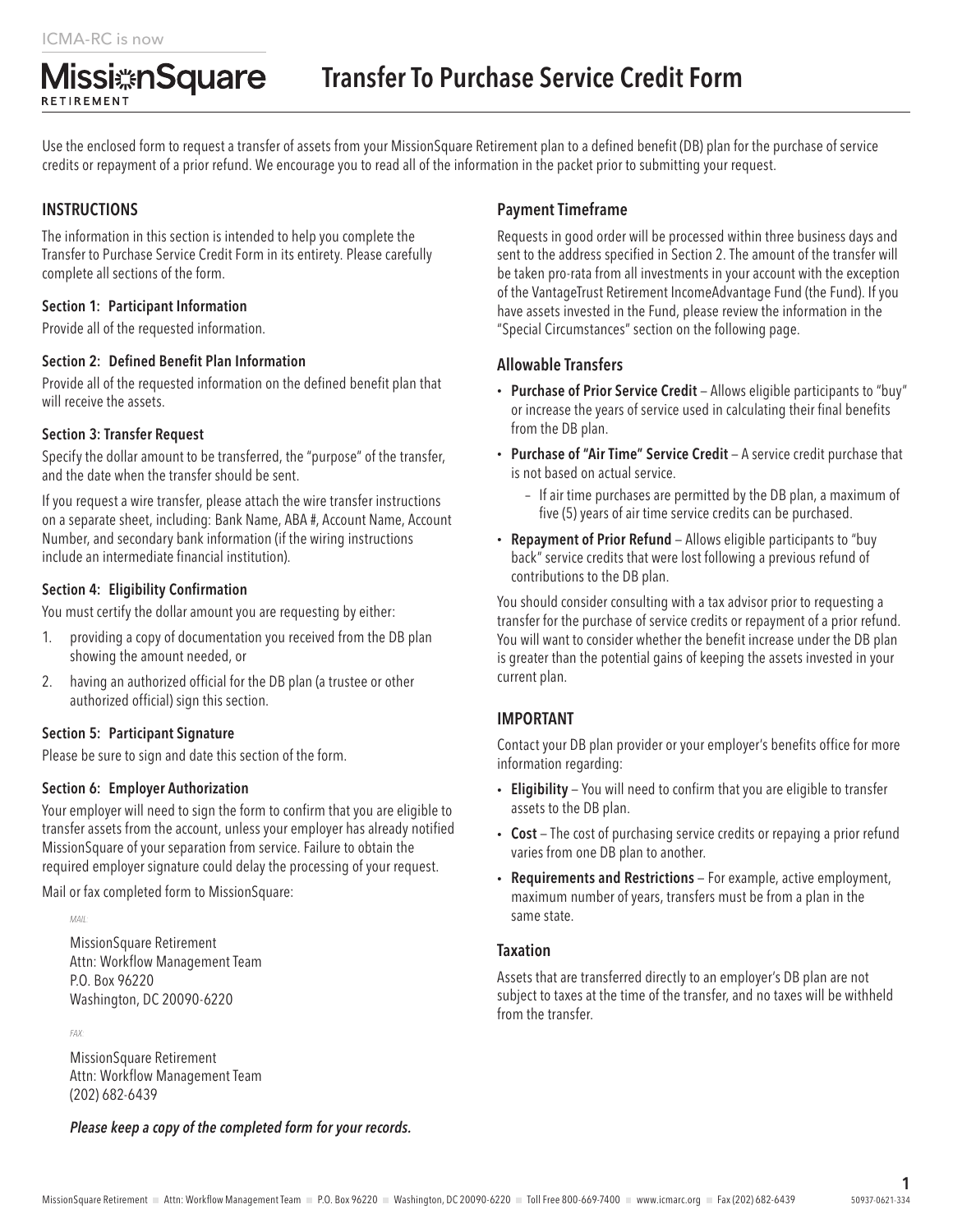ICMA-RC is now

MissionSquare RETIREMENT

# Transfer To Purchase Service Credit Form

Use the enclosed form to request a transfer of assets from your MissionSquare Retirement plan to a defined benefit (DB) plan for the purchase of service credits or repayment of a prior refund. We encourage you to read all of the information in the packet prior to submitting your request.

## INSTRUCTIONS

The information in this section is intended to help you complete the Transfer to Purchase Service Credit Form in its entirety. Please carefully complete all sections of the form.

### Section 1: Participant Information

Provide all of the requested information.

### Section 2: Defined Benefit Plan Information

Provide all of the requested information on the defined benefit plan that will receive the assets.

### Section 3: Transfer Request

Specify the dollar amount to be transferred, the "purpose" of the transfer, and the date when the transfer should be sent.

If you request a wire transfer, please attach the wire transfer instructions on a separate sheet, including: Bank Name, ABA #, Account Name, Account Number, and secondary bank information (if the wiring instructions include an intermediate financial institution).

### Section 4: Eligibility Confirmation

You must certify the dollar amount you are requesting by either:

1. providing a copy of documentation you received from the DB plan showing the amount needed, or
2. having an authorized official for the DB plan (a trustee or other authorized official) sign this section.

### Section 5: Participant Signature

Please be sure to sign and date this section of the form.

### Section 6: Employer Authorization

Your employer will need to sign the form to confirm that you are eligible to transfer assets from the account, unless your employer has already notified MissionSquare of your separation from service. Failure to obtain the required employer signature could delay the processing of your request.

Mail or fax completed form to MissionSquare:

*MAIL*

MissionSquare Retirement
Attn: Workflow Management Team
P.O. Box 96220
Washington, DC 20090-6220

*FAX*

MissionSquare Retirement
Attn: Workflow Management Team
(202) 682-6439

***Please keep a copy of the completed form for your records.***

### Payment Timeframe

Requests in good order will be processed within three business days and sent to the address specified in Section 2. The amount of the transfer will be taken pro-rata from all investments in your account with the exception of the VantageTrust Retirement IncomeAdvantage Fund (the Fund). If you have assets invested in the Fund, please review the information in the "Special Circumstances" section on the following page.

### Allowable Transfers

- **Purchase of Prior Service Credit** – Allows eligible participants to "buy" or increase the years of service used in calculating their final benefits from the DB plan.
- **Purchase of "Air Time" Service Credit** – A service credit purchase that is not based on actual service.
  - If air time purchases are permitted by the DB plan, a maximum of five (5) years of air time service credits can be purchased.
- **Repayment of Prior Refund** – Allows eligible participants to "buy back" service credits that were lost following a previous refund of contributions to the DB plan.

You should consider consulting with a tax advisor prior to requesting a transfer for the purchase of service credits or repayment of a prior refund. You will want to consider whether the benefit increase under the DB plan is greater than the potential gains of keeping the assets invested in your current plan.

## IMPORTANT

Contact your DB plan provider or your employer's benefits office for more information regarding:

- **Eligibility** – You will need to confirm that you are eligible to transfer assets to the DB plan.
- **Cost** – The cost of purchasing service credits or repaying a prior refund varies from one DB plan to another.
- **Requirements and Restrictions** – For example, active employment, maximum number of years, transfers must be from a plan in the same state.

### Taxation

Assets that are transferred directly to an employer's DB plan are not subject to taxes at the time of the transfer, and no taxes will be withheld from the transfer.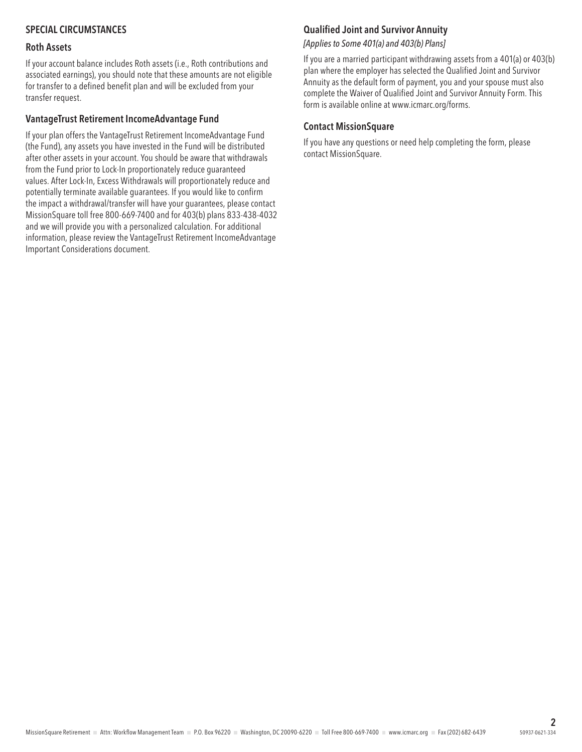## SPECIAL CIRCUMSTANCES

### Roth Assets

If your account balance includes Roth assets (i.e., Roth contributions and associated earnings), you should note that these amounts are not eligible for transfer to a defined benefit plan and will be excluded from your transfer request.

### VantageTrust Retirement IncomeAdvantage Fund

If your plan offers the VantageTrust Retirement IncomeAdvantage Fund (the Fund), any assets you have invested in the Fund will be distributed after other assets in your account. You should be aware that withdrawals from the Fund prior to Lock-In proportionately reduce guaranteed values. After Lock-In, Excess Withdrawals will proportionately reduce and potentially terminate available guarantees. If you would like to confirm the impact a withdrawal/transfer will have your guarantees, please contact MissionSquare toll free 800-669-7400 and for 403(b) plans 833-438-4032 and we will provide you with a personalized calculation. For additional information, please review the VantageTrust Retirement IncomeAdvantage Important Considerations document.

### Qualified Joint and Survivor Annuity

*[Applies to Some 401(a) and 403(b) Plans]*

If you are a married participant withdrawing assets from a 401(a) or 403(b) plan where the employer has selected the Qualified Joint and Survivor Annuity as the default form of payment, you and your spouse must also complete the Waiver of Qualified Joint and Survivor Annuity Form. This form is available online at www.icmarc.org/forms.

### Contact MissionSquare

If you have any questions or need help completing the form, please contact MissionSquare.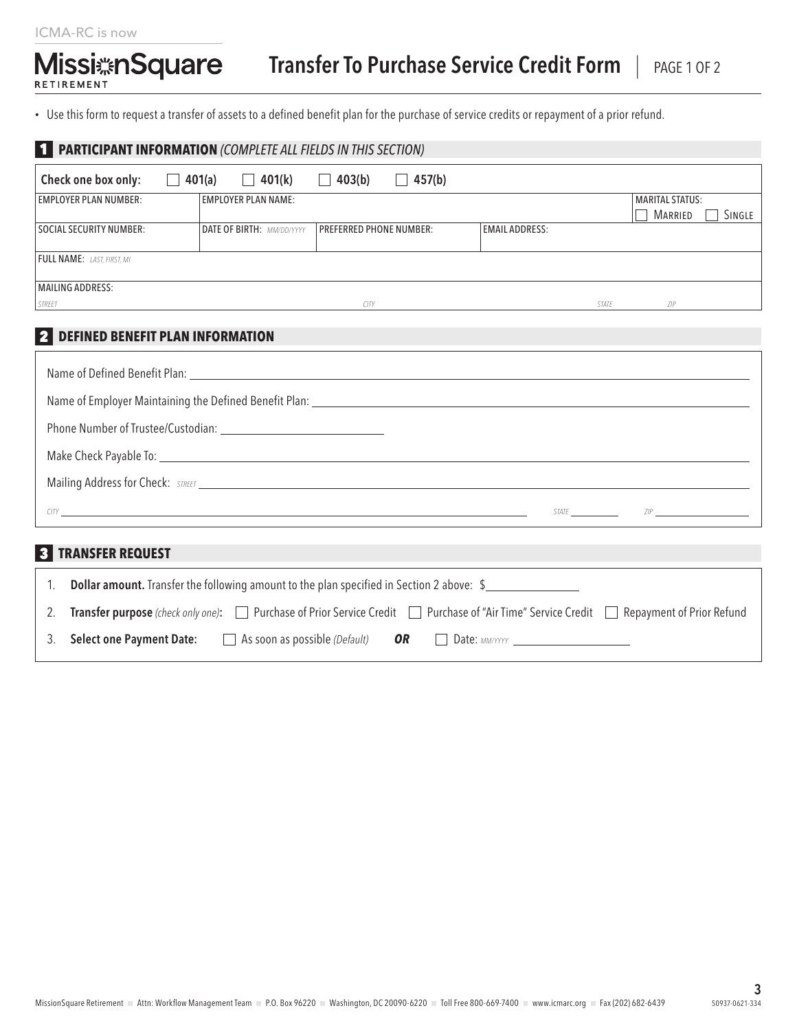ICMA-RC is now

MissionSquare RETIREMENT

# Transfer To Purchase Service Credit Form

- Use this form to request a transfer of assets to a defined benefit plan for the purchase of service credits or repayment of a prior refund.

## 1 PARTICIPANT INFORMATION *(COMPLETE ALL FIELDS IN THIS SECTION)*

| Check one box only: ☐ 401(a) ☐ 401(k) ☐ 403(b) ☐ 457(b) | | | | |
|---|---|---|---|---|
| EMPLOYER PLAN NUMBER: | EMPLOYER PLAN NAME: | | | MARITAL STATUS: ☐ MARRIED ☐ SINGLE |
| SOCIAL SECURITY NUMBER: | DATE OF BIRTH: *MM/DD/YYYY* | PREFERRED PHONE NUMBER: | EMAIL ADDRESS: | |
| FULL NAME: *LAST, FIRST, MI* | | | | |
| MAILING ADDRESS: *STREET* | *CITY* | | *STATE* | *ZIP* |

## 2 DEFINED BENEFIT PLAN INFORMATION

Name of Defined Benefit Plan: ____________________

Name of Employer Maintaining the Defined Benefit Plan: ____________________

Phone Number of Trustee/Custodian: ____________________

Make Check Payable To: ____________________

Mailing Address for Check: *STREET* ____________________

*CITY* ____________________ *STATE* __________ *ZIP* __________

## 3 TRANSFER REQUEST

1. **Dollar amount.** Transfer the following amount to the plan specified in Section 2 above: $__________
2. **Transfer purpose** *(check only one)*: ☐ Purchase of Prior Service Credit ☐ Purchase of "Air Time" Service Credit ☐ Repayment of Prior Refund
3. **Select one Payment Date:** ☐ As soon as possible *(Default)* ***OR*** ☐ Date: *MM/YYYY* __________

MissionSquare Retirement ■ Attn: Workflow Management Team ■ P.O. Box 96220 ■ Washington, DC 20090-6220 ■ Toll Free 800-669-7400 ■ www.icmarc.org ■ Fax (202) 682-6439

50937-0621-334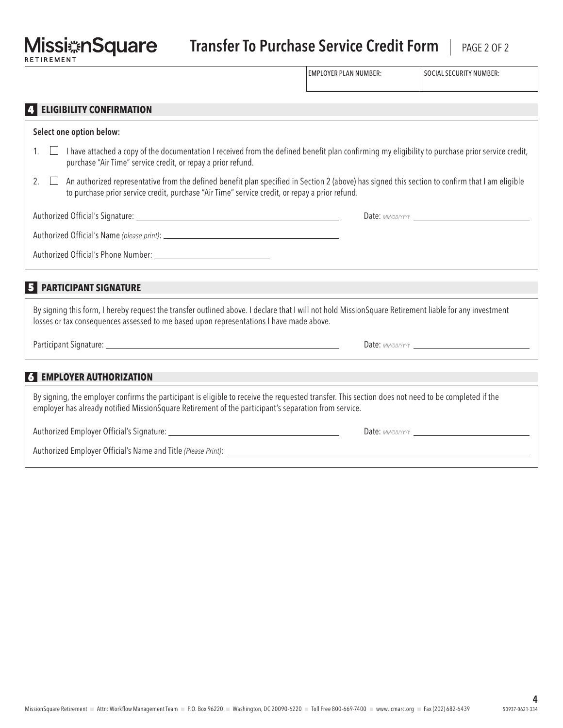| EMPLOYER PLAN NUMBER: | SOCIAL SECURITY NUMBER: |
|---|---|
| | |

## 4 ELIGIBILITY CONFIRMATION

**Select one option below:**

1. ☐ I have attached a copy of the documentation I received from the defined benefit plan confirming my eligibility to purchase prior service credit, purchase "Air Time" service credit, or repay a prior refund.
2. ☐ An authorized representative from the defined benefit plan specified in Section 2 (above) has signed this section to confirm that I am eligible to purchase prior service credit, purchase "Air Time" service credit, or repay a prior refund.

Authorized Official's Signature: ______________________________ Date: *MM/DD/YYYY* ______________________

Authorized Official's Name *(please print)*: ______________________________

Authorized Official's Phone Number: ______________________

## 5 PARTICIPANT SIGNATURE

By signing this form, I hereby request the transfer outlined above. I declare that I will not hold MissionSquare Retirement liable for any investment losses or tax consequences assessed to me based upon representations I have made above.

Participant Signature: ______________________________ Date: *MM/DD/YYYY* ______________________

## 6 EMPLOYER AUTHORIZATION

By signing, the employer confirms the participant is eligible to receive the requested transfer. This section does not need to be completed if the employer has already notified MissionSquare Retirement of the participant's separation from service.

Authorized Employer Official's Signature: ______________________________ Date: *MM/DD/YYYY* ______________________

Authorized Employer Official's Name and Title *(Please Print)*: ______________________________

MissionSquare Retirement ■ Attn: Workflow Management Team ■ P.O. Box 96220 ■ Washington, DC 20090-6220 ■ Toll Free 800-669-7400 ■ www.icmarc.org ■ Fax (202) 682-6439

50937-0621-334